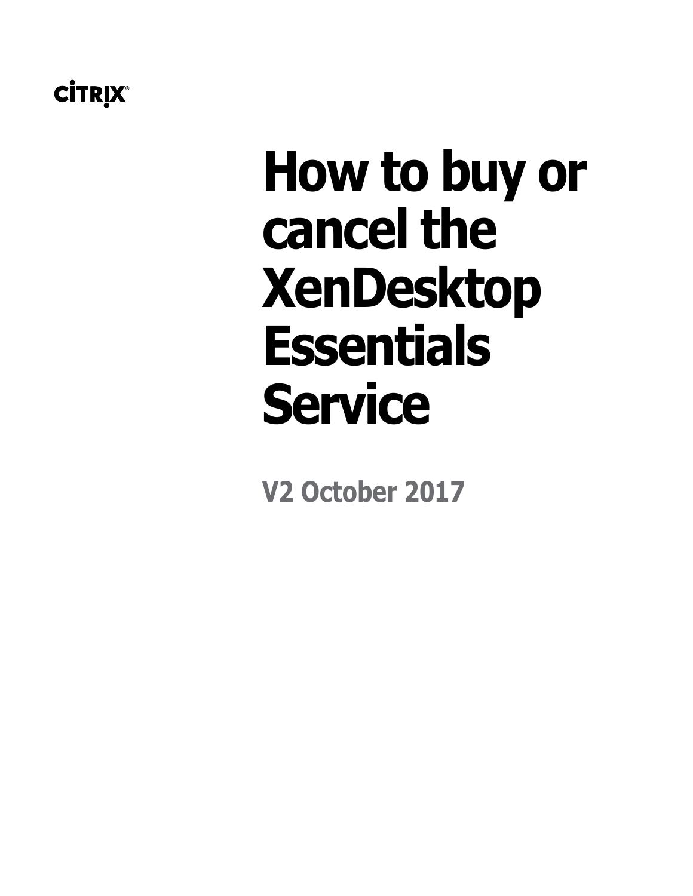CITRIX®

# How to buy or cancel the XenDesktop Essentials Service

**V2 October 2017**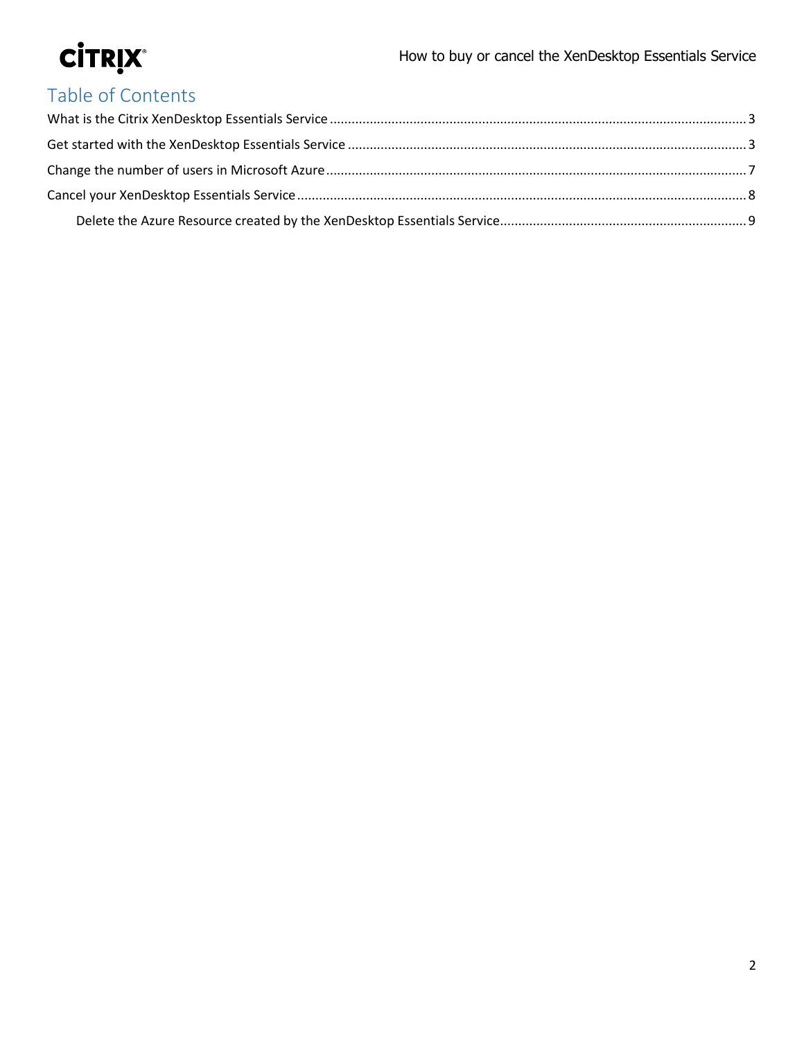# Table of Contents

What is the Citrix XenDesktop Essentials Service .......... 3

Get started with the XenDesktop Essentials Service .......... 3

Change the number of users in Microsoft Azure .......... 7

Cancel your XenDesktop Essentials Service .......... 8

- Delete the Azure Resource created by the XenDesktop Essentials Service .......... 9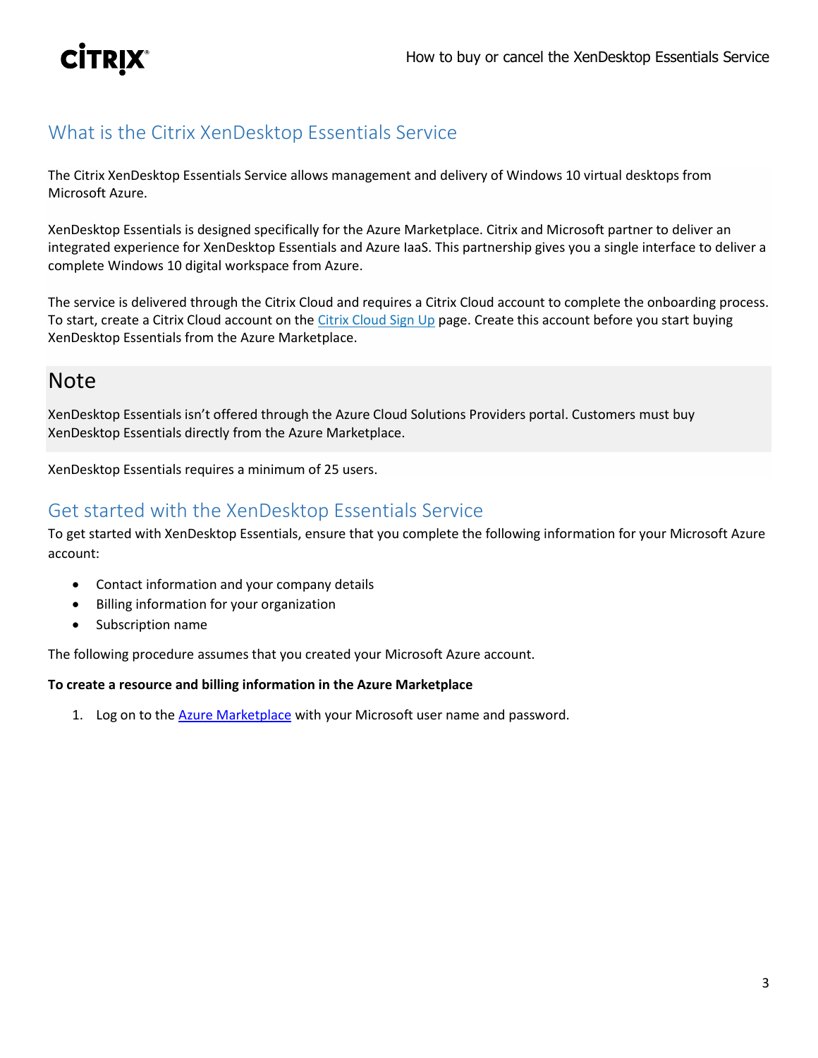## What is the Citrix XenDesktop Essentials Service

The Citrix XenDesktop Essentials Service allows management and delivery of Windows 10 virtual desktops from Microsoft Azure.

XenDesktop Essentials is designed specifically for the Azure Marketplace. Citrix and Microsoft partner to deliver an integrated experience for XenDesktop Essentials and Azure IaaS. This partnership gives you a single interface to deliver a complete Windows 10 digital workspace from Azure.

The service is delivered through the Citrix Cloud and requires a Citrix Cloud account to complete the onboarding process. To start, create a Citrix Cloud account on the [Citrix Cloud Sign Up]() page. Create this account before you start buying XenDesktop Essentials from the Azure Marketplace.

## Note

XenDesktop Essentials isn't offered through the Azure Cloud Solutions Providers portal. Customers must buy XenDesktop Essentials directly from the Azure Marketplace.

XenDesktop Essentials requires a minimum of 25 users.

## Get started with the XenDesktop Essentials Service

To get started with XenDesktop Essentials, ensure that you complete the following information for your Microsoft Azure account:

- Contact information and your company details
- Billing information for your organization
- Subscription name

The following procedure assumes that you created your Microsoft Azure account.

**To create a resource and billing information in the Azure Marketplace**

1. Log on to the [Azure Marketplace]() with your Microsoft user name and password.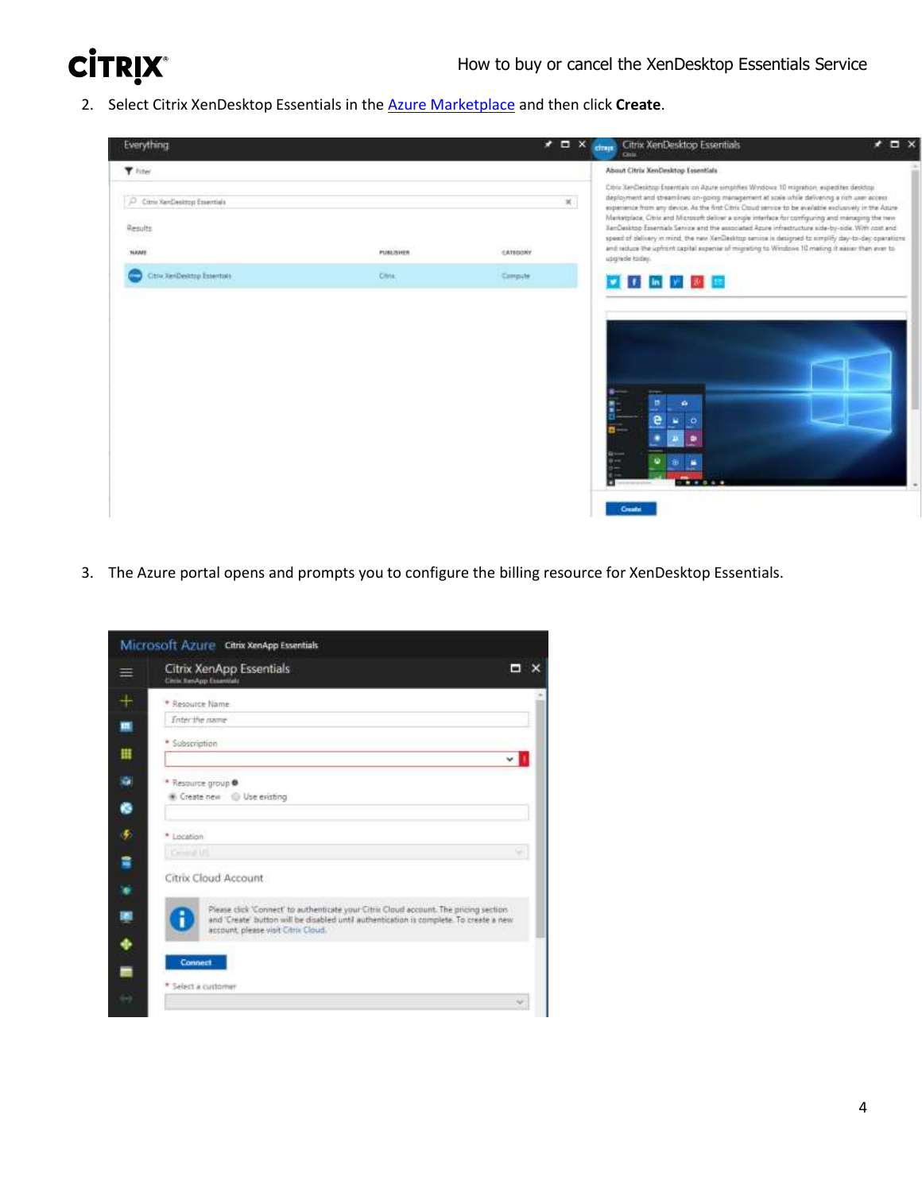2. Select Citrix XenDesktop Essentials in the [Azure Marketplace]() and then click **Create**.

3. The Azure portal opens and prompts you to configure the billing resource for XenDesktop Essentials.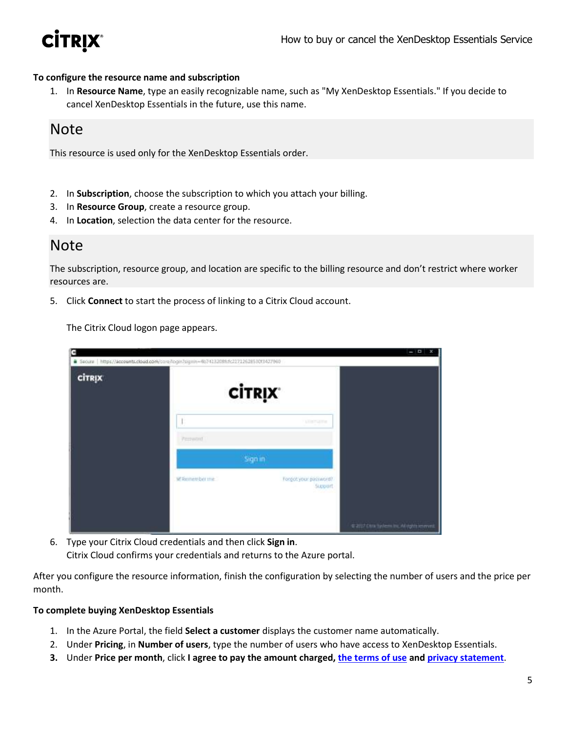**To configure the resource name and subscription**

1. In **Resource Name**, type an easily recognizable name, such as "My XenDesktop Essentials." If you decide to cancel XenDesktop Essentials in the future, use this name.

## Note

This resource is used only for the XenDesktop Essentials order.

2. In **Subscription**, choose the subscription to which you attach your billing.
3. In **Resource Group**, create a resource group.
4. In **Location**, selection the data center for the resource.

## Note

The subscription, resource group, and location are specific to the billing resource and don't restrict where worker resources are.

5. Click **Connect** to start the process of linking to a Citrix Cloud account.

   The Citrix Cloud logon page appears.

6. Type your Citrix Cloud credentials and then click **Sign in**.
   Citrix Cloud confirms your credentials and returns to the Azure portal.

After you configure the resource information, finish the configuration by selecting the number of users and the price per month.

**To complete buying XenDesktop Essentials**

1. In the Azure Portal, the field **Select a customer** displays the customer name automatically.
2. Under **Pricing**, in **Number of users**, type the number of users who have access to XenDesktop Essentials.
3. Under **Price per month**, click **I agree to pay the amount charged, the terms of use and privacy statement**.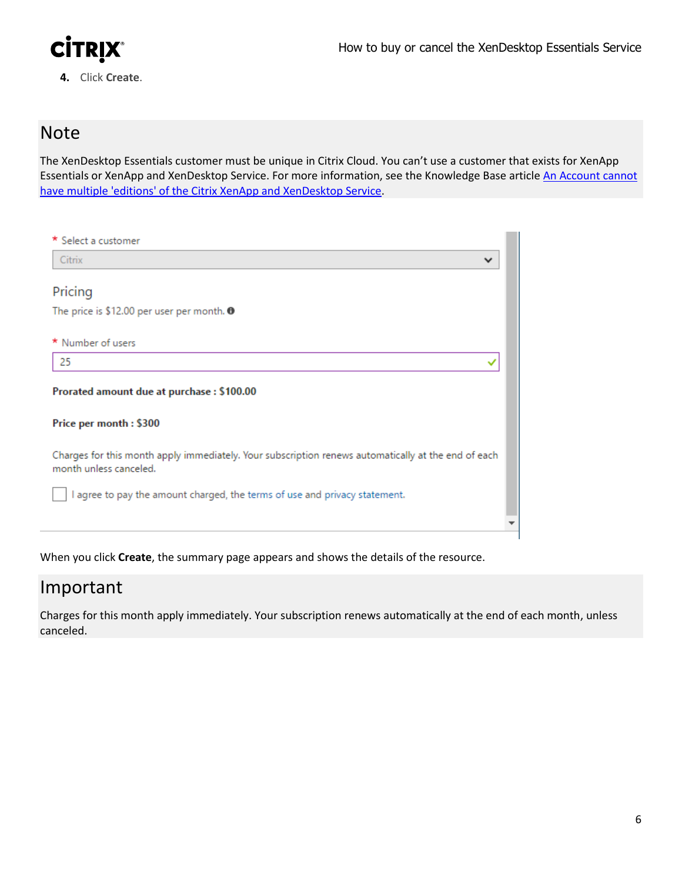4. Click **Create**.

## Note

The XenDesktop Essentials customer must be unique in Citrix Cloud. You can't use a customer that exists for XenApp Essentials or XenApp and XenDesktop Service. For more information, see the Knowledge Base article An Account cannot have multiple 'editions' of the Citrix XenApp and XenDesktop Service.

\* Select a customer

Citrix

Pricing

The price is $12.00 per user per month.

\* Number of users

25

**Prorated amount due at purchase : $100.00**

**Price per month : $300**

Charges for this month apply immediately. Your subscription renews automatically at the end of each month unless canceled.

☐ I agree to pay the amount charged, the terms of use and privacy statement.

When you click **Create**, the summary page appears and shows the details of the resource.

## Important

Charges for this month apply immediately. Your subscription renews automatically at the end of each month, unless canceled.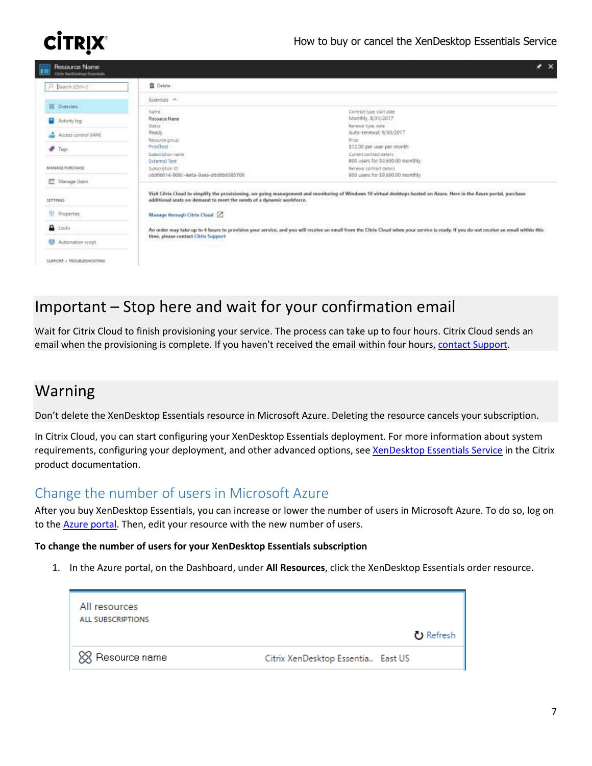## Important – Stop here and wait for your confirmation email

Wait for Citrix Cloud to finish provisioning your service. The process can take up to four hours. Citrix Cloud sends an email when the provisioning is complete. If you haven't received the email within four hours, contact Support.

## Warning

Don't delete the XenDesktop Essentials resource in Microsoft Azure. Deleting the resource cancels your subscription.

In Citrix Cloud, you can start configuring your XenDesktop Essentials deployment. For more information about system requirements, configuring your deployment, and other advanced options, see XenDesktop Essentials Service in the Citrix product documentation.

### Change the number of users in Microsoft Azure

After you buy XenDesktop Essentials, you can increase or lower the number of users in Microsoft Azure. To do so, log on to the Azure portal. Then, edit your resource with the new number of users.

**To change the number of users for your XenDesktop Essentials subscription**

1. In the Azure portal, on the Dashboard, under **All Resources**, click the XenDesktop Essentials order resource.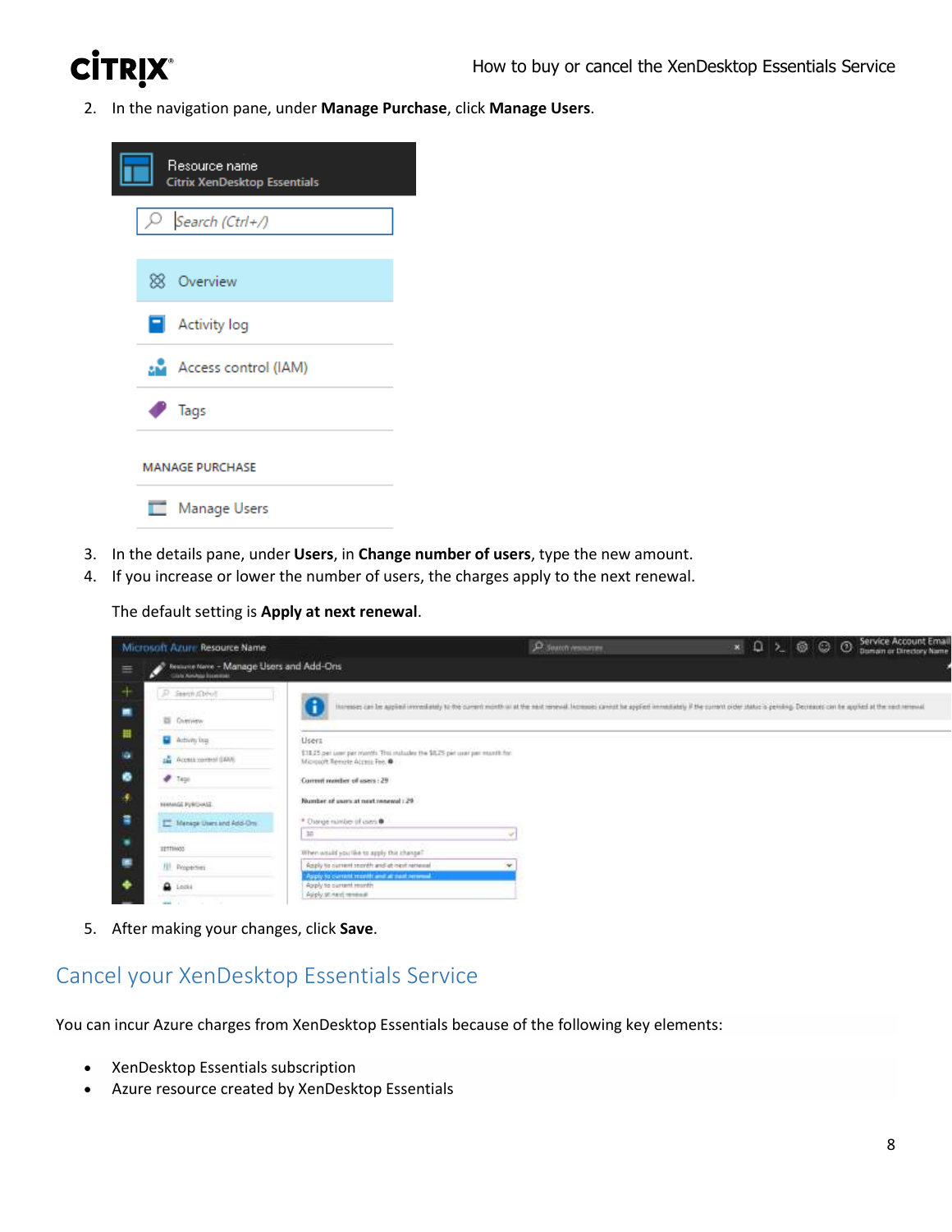2. In the navigation pane, under **Manage Purchase**, click **Manage Users**.

3. In the details pane, under **Users**, in **Change number of users**, type the new amount.
4. If you increase or lower the number of users, the charges apply to the next renewal.

   The default setting is **Apply at next renewal**.

5. After making your changes, click **Save**.

## Cancel your XenDesktop Essentials Service

You can incur Azure charges from XenDesktop Essentials because of the following key elements:

- XenDesktop Essentials subscription
- Azure resource created by XenDesktop Essentials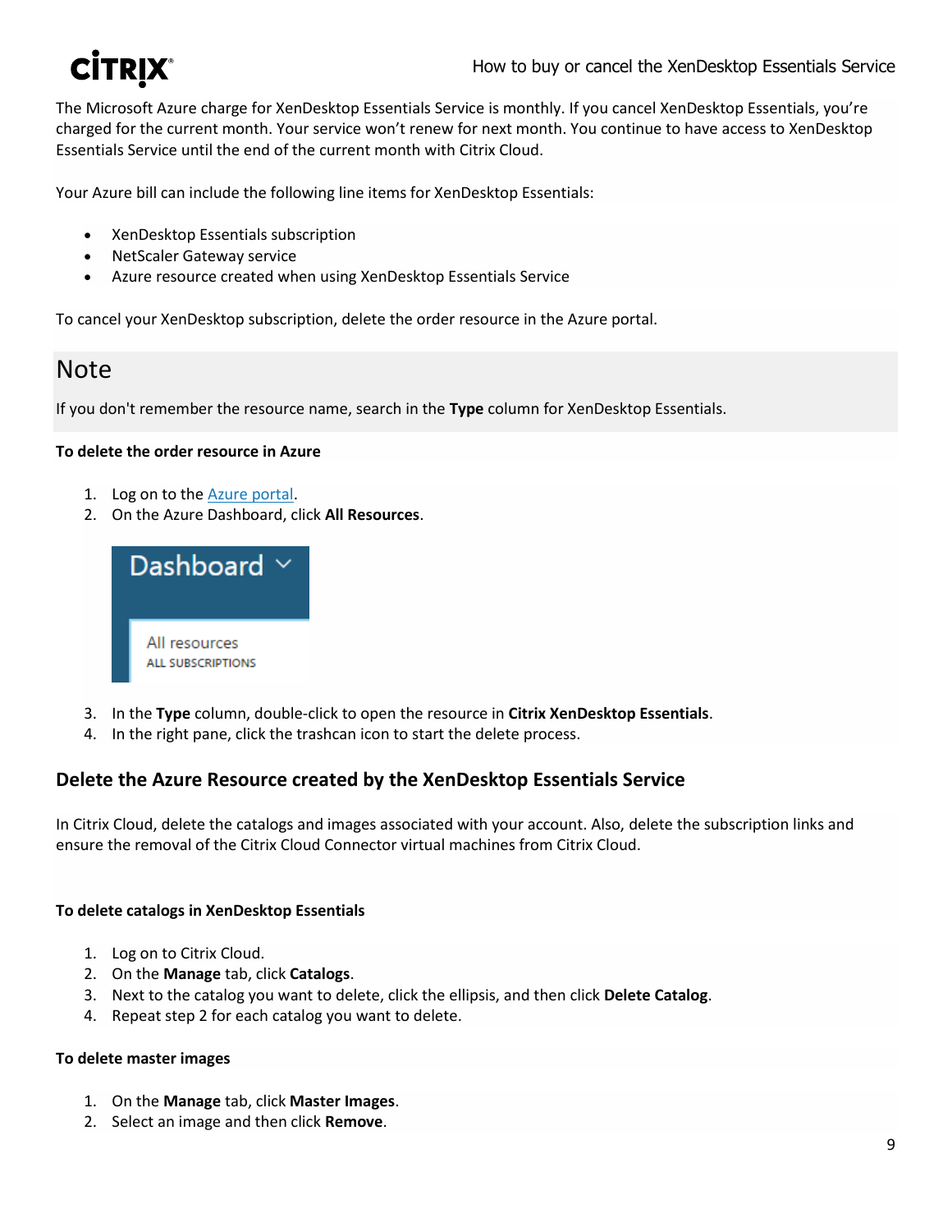The Microsoft Azure charge for XenDesktop Essentials Service is monthly. If you cancel XenDesktop Essentials, you're charged for the current month. Your service won't renew for next month. You continue to have access to XenDesktop Essentials Service until the end of the current month with Citrix Cloud.

Your Azure bill can include the following line items for XenDesktop Essentials:

- XenDesktop Essentials subscription
- NetScaler Gateway service
- Azure resource created when using XenDesktop Essentials Service

To cancel your XenDesktop subscription, delete the order resource in the Azure portal.

## Note

If you don't remember the resource name, search in the **Type** column for XenDesktop Essentials.

**To delete the order resource in Azure**

1. Log on to the Azure portal.
2. On the Azure Dashboard, click **All Resources**.

3. In the **Type** column, double-click to open the resource in **Citrix XenDesktop Essentials**.
4. In the right pane, click the trashcan icon to start the delete process.

### Delete the Azure Resource created by the XenDesktop Essentials Service

In Citrix Cloud, delete the catalogs and images associated with your account. Also, delete the subscription links and ensure the removal of the Citrix Cloud Connector virtual machines from Citrix Cloud.

**To delete catalogs in XenDesktop Essentials**

1. Log on to Citrix Cloud.
2. On the **Manage** tab, click **Catalogs**.
3. Next to the catalog you want to delete, click the ellipsis, and then click **Delete Catalog**.
4. Repeat step 2 for each catalog you want to delete.

**To delete master images**

1. On the **Manage** tab, click **Master Images**.
2. Select an image and then click **Remove**.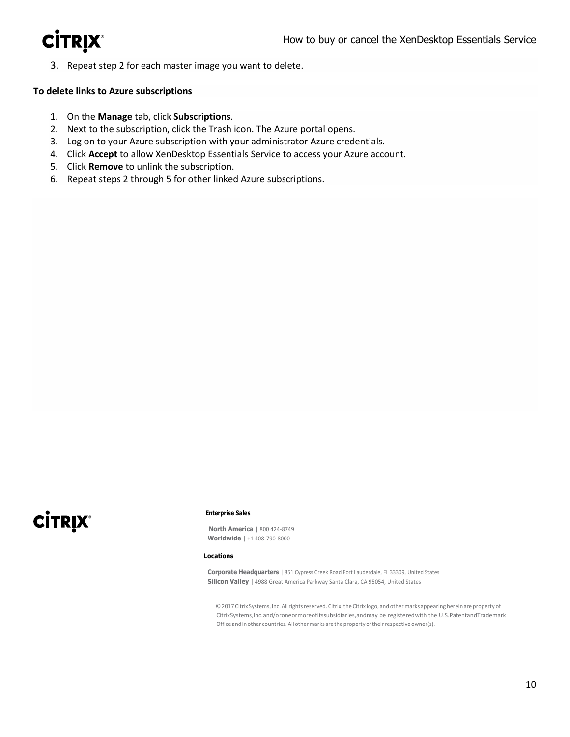3. Repeat step 2 for each master image you want to delete.

**To delete links to Azure subscriptions**

1. On the **Manage** tab, click **Subscriptions**.
2. Next to the subscription, click the Trash icon. The Azure portal opens.
3. Log on to your Azure subscription with your administrator Azure credentials.
4. Click **Accept** to allow XenDesktop Essentials Service to access your Azure account.
5. Click **Remove** to unlink the subscription.
6. Repeat steps 2 through 5 for other linked Azure subscriptions.

**Enterprise Sales**

**North America** | 800 424-8749
**Worldwide** | +1 408-790-8000

**Locations**

**Corporate Headquarters** | 851 Cypress Creek Road Fort Lauderdale, FL 33309, United States
**Silicon Valley** | 4988 Great America Parkway Santa Clara, CA 95054, United States

© 2017 Citrix Systems, Inc. All rights reserved. Citrix, the Citrix logo, and other marks appearing herein are property of Citrix Systems, Inc. and/or one or more of its subsidiaries, and may be registered with the U.S. Patent and Trademark Office and in other countries. All other marks are the property of their respective owner(s).